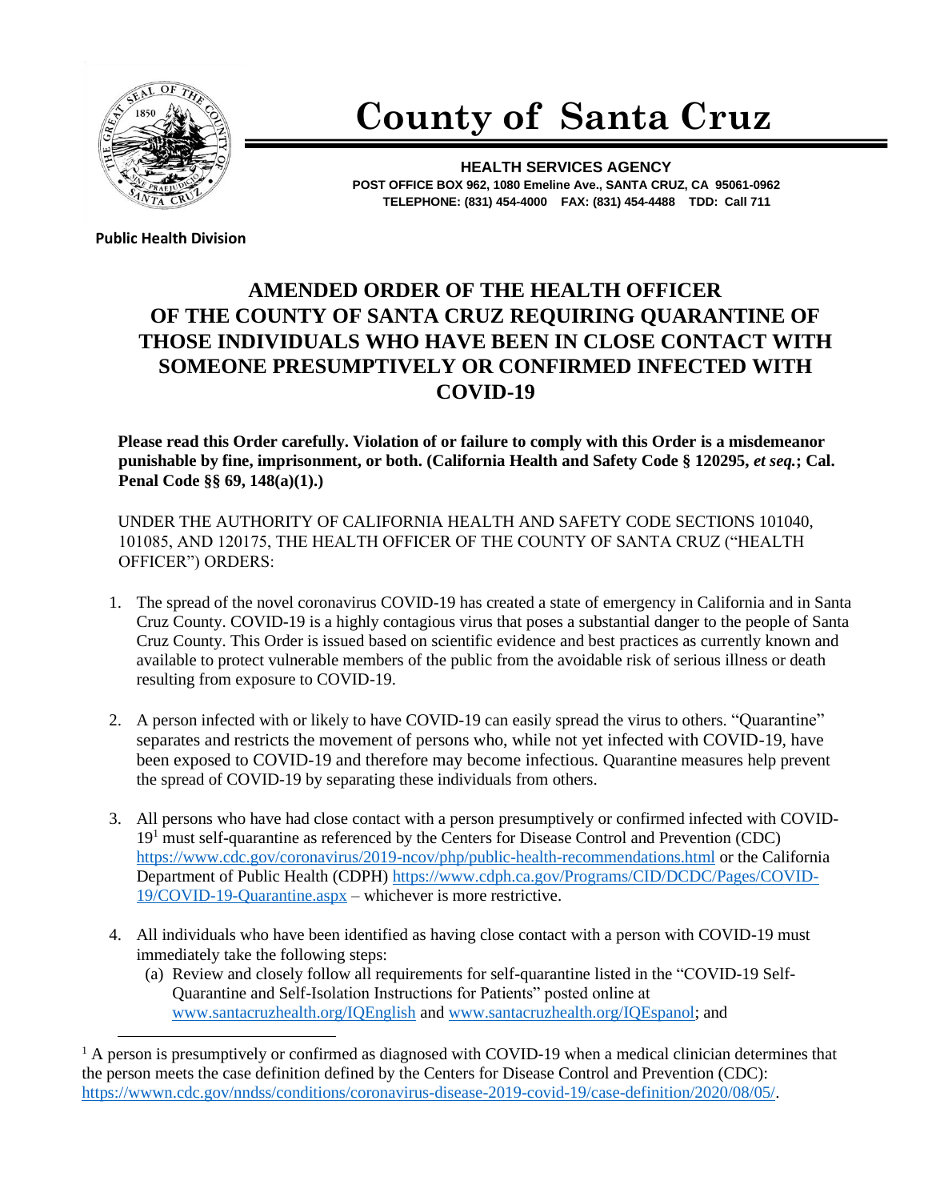# County of Santa Cruz

**HEALTH SERVICES AGENCY**
**POST OFFICE BOX 962, 1080 Emeline Ave., SANTA CRUZ, CA 95061-0962**
**TELEPHONE: (831) 454-4000 FAX: (831) 454-4488 TDD: Call 711**

**Public Health Division**

## AMENDED ORDER OF THE HEALTH OFFICER OF THE COUNTY OF SANTA CRUZ REQUIRING QUARANTINE OF THOSE INDIVIDUALS WHO HAVE BEEN IN CLOSE CONTACT WITH SOMEONE PRESUMPTIVELY OR CONFIRMED INFECTED WITH COVID-19

**Please read this Order carefully. Violation of or failure to comply with this Order is a misdemeanor punishable by fine, imprisonment, or both. (California Health and Safety Code § 120295, *et seq.*; Cal. Penal Code §§ 69, 148(a)(1).)**

UNDER THE AUTHORITY OF CALIFORNIA HEALTH AND SAFETY CODE SECTIONS 101040, 101085, AND 120175, THE HEALTH OFFICER OF THE COUNTY OF SANTA CRUZ ("HEALTH OFFICER") ORDERS:

1. The spread of the novel coronavirus COVID-19 has created a state of emergency in California and in Santa Cruz County. COVID-19 is a highly contagious virus that poses a substantial danger to the people of Santa Cruz County. This Order is issued based on scientific evidence and best practices as currently known and available to protect vulnerable members of the public from the avoidable risk of serious illness or death resulting from exposure to COVID-19.

2. A person infected with or likely to have COVID-19 can easily spread the virus to others. "Quarantine" separates and restricts the movement of persons who, while not yet infected with COVID-19, have been exposed to COVID-19 and therefore may become infectious. Quarantine measures help prevent the spread of COVID-19 by separating these individuals from others.

3. All persons who have had close contact with a person presumptively or confirmed infected with COVID-19[1] must self-quarantine as referenced by the Centers for Disease Control and Prevention (CDC) https://www.cdc.gov/coronavirus/2019-ncov/php/public-health-recommendations.html or the California Department of Public Health (CDPH) https://www.cdph.ca.gov/Programs/CID/DCDC/Pages/COVID-19/COVID-19-Quarantine.aspx – whichever is more restrictive.

4. All individuals who have been identified as having close contact with a person with COVID-19 must immediately take the following steps:
   (a) Review and closely follow all requirements for self-quarantine listed in the "COVID-19 Self-Quarantine and Self-Isolation Instructions for Patients" posted online at www.santacruzhealth.org/IQEnglish and www.santacruzhealth.org/IQEspanol; and

[1] A person is presumptively or confirmed as diagnosed with COVID-19 when a medical clinician determines that the person meets the case definition defined by the Centers for Disease Control and Prevention (CDC): https://wwwn.cdc.gov/nndss/conditions/coronavirus-disease-2019-covid-19/case-definition/2020/08/05/.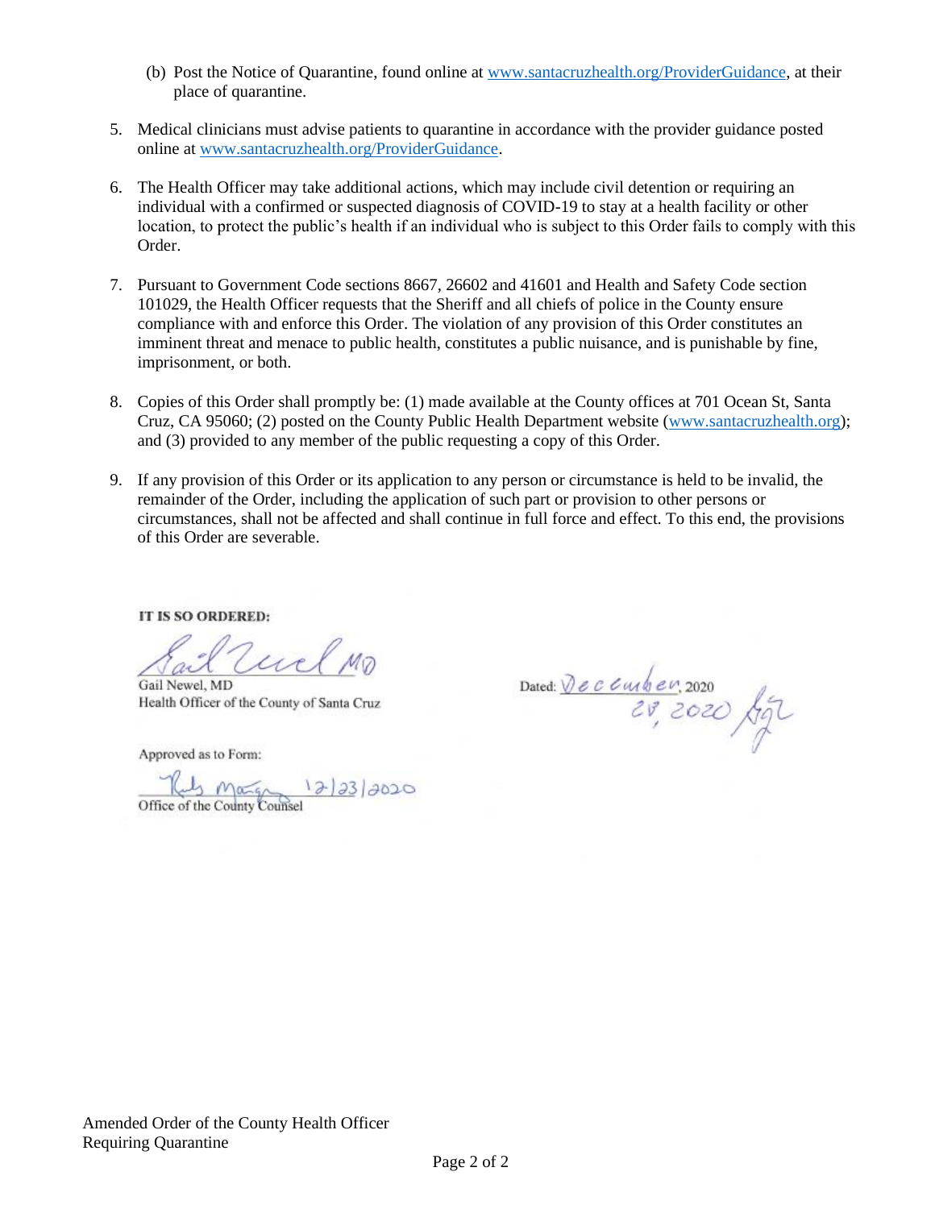(b) Post the Notice of Quarantine, found online at www.santacruzhealth.org/ProviderGuidance, at their place of quarantine.

5. Medical clinicians must advise patients to quarantine in accordance with the provider guidance posted online at www.santacruzhealth.org/ProviderGuidance.

6. The Health Officer may take additional actions, which may include civil detention or requiring an individual with a confirmed or suspected diagnosis of COVID-19 to stay at a health facility or other location, to protect the public's health if an individual who is subject to this Order fails to comply with this Order.

7. Pursuant to Government Code sections 8667, 26602 and 41601 and Health and Safety Code section 101029, the Health Officer requests that the Sheriff and all chiefs of police in the County ensure compliance with and enforce this Order. The violation of any provision of this Order constitutes an imminent threat and menace to public health, constitutes a public nuisance, and is punishable by fine, imprisonment, or both.

8. Copies of this Order shall promptly be: (1) made available at the County offices at 701 Ocean St, Santa Cruz, CA 95060; (2) posted on the County Public Health Department website (www.santacruzhealth.org); and (3) provided to any member of the public requesting a copy of this Order.

9. If any provision of this Order or its application to any person or circumstance is held to be invalid, the remainder of the Order, including the application of such part or provision to other persons or circumstances, shall not be affected and shall continue in full force and effect. To this end, the provisions of this Order are severable.

**IT IS SO ORDERED:**

Gail Newel MD

Gail Newel, MD
Health Officer of the County of Santa Cruz

Dated: December, 2020
28, 2020

Approved as to Form:

12/23/2020
Office of the County Counsel

Amended Order of the County Health Officer
Requiring Quarantine